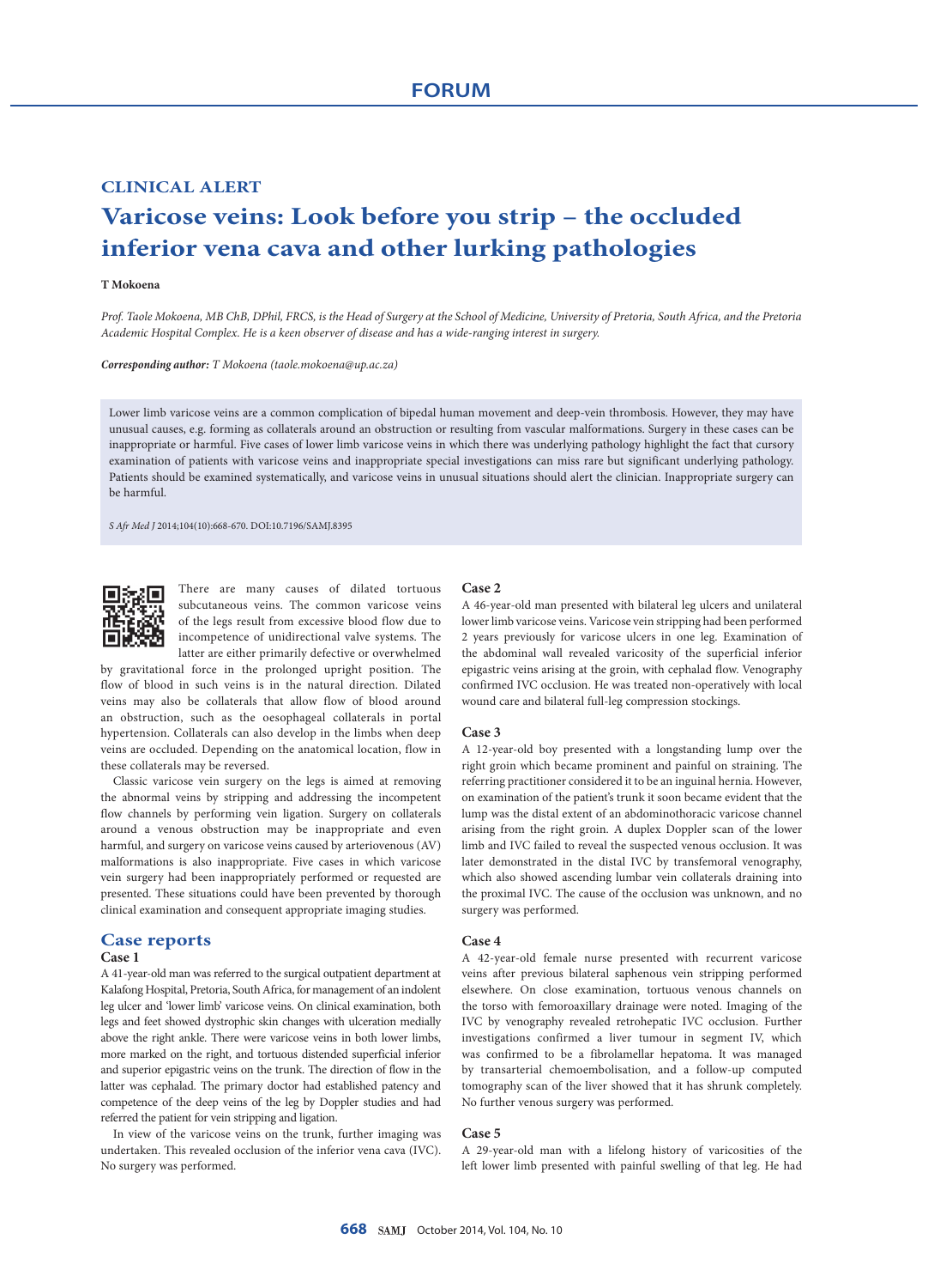# FORUM

## CLINICAL ALERT

# Varicose veins: Look before you strip – the occluded inferior vena cava and other lurking pathologies

**T Mokoena**

*Prof. Taole Mokoena, MB ChB, DPhil, FRCS, is the Head of Surgery at the School of Medicine, University of Pretoria, South Africa, and the Pretoria Academic Hospital Complex. He is a keen observer of disease and has a wide-ranging interest in surgery.*

***Corresponding author:** T Mokoena (taole.mokoena@up.ac.za)*

Lower limb varicose veins are a common complication of bipedal human movement and deep-vein thrombosis. However, they may have unusual causes, e.g. forming as collaterals around an obstruction or resulting from vascular malformations. Surgery in these cases can be inappropriate or harmful. Five cases of lower limb varicose veins in which there was underlying pathology highlight the fact that cursory examination of patients with varicose veins and inappropriate special investigations can miss rare but significant underlying pathology. Patients should be examined systematically, and varicose veins in unusual situations should alert the clinician. Inappropriate surgery can be harmful.

*S Afr Med J* 2014;104(10):668-670. DOI:10.7196/SAMJ.8395

There are many causes of dilated tortuous subcutaneous veins. The common varicose veins of the legs result from excessive blood flow due to incompetence of unidirectional valve systems. The latter are either primarily defective or overwhelmed by gravitational force in the prolonged upright position. The flow of blood in such veins is in the natural direction. Dilated veins may also be collaterals that allow flow of blood around an obstruction, such as the oesophageal collaterals in portal hypertension. Collaterals can also develop in the limbs when deep veins are occluded. Depending on the anatomical location, flow in these collaterals may be reversed.

Classic varicose vein surgery on the legs is aimed at removing the abnormal veins by stripping and addressing the incompetent flow channels by performing vein ligation. Surgery on collaterals around a venous obstruction may be inappropriate and even harmful, and surgery on varicose veins caused by arteriovenous (AV) malformations is also inappropriate. Five cases in which varicose vein surgery had been inappropriately performed or requested are presented. These situations could have been prevented by thorough clinical examination and consequent appropriate imaging studies.

## Case reports

### Case 1

A 41-year-old man was referred to the surgical outpatient department at Kalafong Hospital, Pretoria, South Africa, for management of an indolent leg ulcer and 'lower limb' varicose veins. On clinical examination, both legs and feet showed dystrophic skin changes with ulceration medially above the right ankle. There were varicose veins in both lower limbs, more marked on the right, and tortuous distended superficial inferior and superior epigastric veins on the trunk. The direction of flow in the latter was cephalad. The primary doctor had established patency and competence of the deep veins of the leg by Doppler studies and had referred the patient for vein stripping and ligation.

In view of the varicose veins on the trunk, further imaging was undertaken. This revealed occlusion of the inferior vena cava (IVC). No surgery was performed.

### Case 2

A 46-year-old man presented with bilateral leg ulcers and unilateral lower limb varicose veins. Varicose vein stripping had been performed 2 years previously for varicose ulcers in one leg. Examination of the abdominal wall revealed varicosity of the superficial inferior epigastric veins arising at the groin, with cephalad flow. Venography confirmed IVC occlusion. He was treated non-operatively with local wound care and bilateral full-leg compression stockings.

### Case 3

A 12-year-old boy presented with a longstanding lump over the right groin which became prominent and painful on straining. The referring practitioner considered it to be an inguinal hernia. However, on examination of the patient's trunk it soon became evident that the lump was the distal extent of an abdominothoracic varicose channel arising from the right groin. A duplex Doppler scan of the lower limb and IVC failed to reveal the suspected venous occlusion. It was later demonstrated in the distal IVC by transfemoral venography, which also showed ascending lumbar vein collaterals draining into the proximal IVC. The cause of the occlusion was unknown, and no surgery was performed.

### Case 4

A 42-year-old female nurse presented with recurrent varicose veins after previous bilateral saphenous vein stripping performed elsewhere. On close examination, tortuous venous channels on the torso with femoroaxillary drainage were noted. Imaging of the IVC by venography revealed retrohepatic IVC occlusion. Further investigations confirmed a liver tumour in segment IV, which was confirmed to be a fibrolamellar hepatoma. It was managed by transarterial chemoembolisation, and a follow-up computed tomography scan of the liver showed that it has shrunk completely. No further venous surgery was performed.

### Case 5

A 29-year-old man with a lifelong history of varicosities of the left lower limb presented with painful swelling of that leg. He had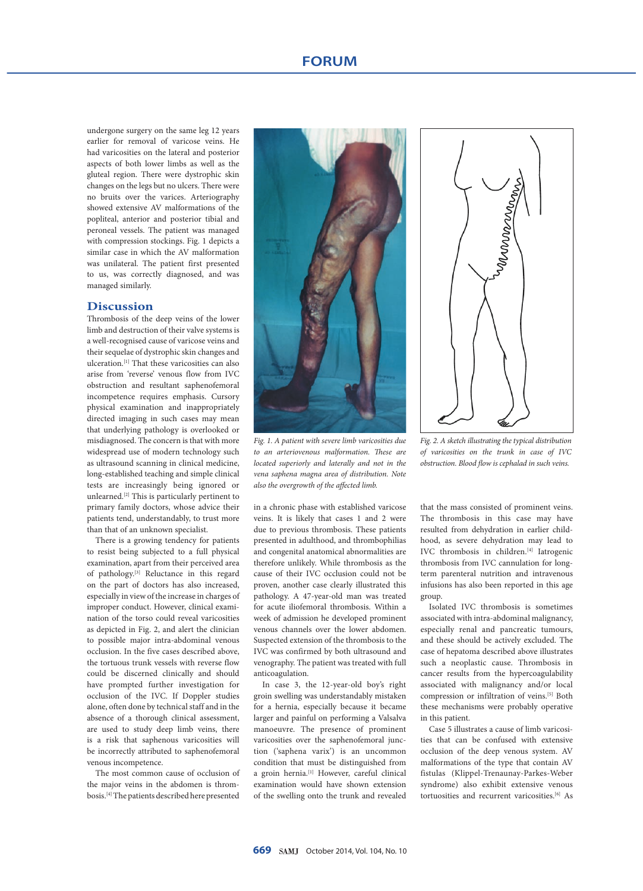undergone surgery on the same leg 12 years earlier for removal of varicose veins. He had varicosities on the lateral and posterior aspects of both lower limbs as well as the gluteal region. There were dystrophic skin changes on the legs but no ulcers. There were no bruits over the varices. Arteriography showed extensive AV malformations of the popliteal, anterior and posterior tibial and peroneal vessels. The patient was managed with compression stockings. Fig. 1 depicts a similar case in which the AV malformation was unilateral. The patient first presented to us, was correctly diagnosed, and was managed similarly.

## Discussion

Thrombosis of the deep veins of the lower limb and destruction of their valve systems is a well-recognised cause of varicose veins and their sequelae of dystrophic skin changes and ulceration.[1] That these varicosities can also arise from 'reverse' venous flow from IVC obstruction and resultant saphenofemoral incompetence requires emphasis. Cursory physical examination and inappropriately directed imaging in such cases may mean that underlying pathology is overlooked or misdiagnosed. The concern is that with more widespread use of modern technology such as ultrasound scanning in clinical medicine, long-established teaching and simple clinical tests are increasingly being ignored or unlearned.[2] This is particularly pertinent to primary family doctors, whose advice their patients tend, understandably, to trust more than that of an unknown specialist.

There is a growing tendency for patients to resist being subjected to a full physical examination, apart from their perceived area of pathology.[3] Reluctance in this regard on the part of doctors has also increased, especially in view of the increase in charges of improper conduct. However, clinical examination of the torso could reveal varicosities as depicted in Fig. 2, and alert the clinician to possible major intra-abdominal venous occlusion. In the five cases described above, the tortuous trunk vessels with reverse flow could be discerned clinically and should have prompted further investigation for occlusion of the IVC. If Doppler studies alone, often done by technical staff and in the absence of a thorough clinical assessment, are used to study deep limb veins, there is a risk that saphenous varicosities will be incorrectly attributed to saphenofemoral venous incompetence.

The most common cause of occlusion of the major veins in the abdomen is thrombosis.[4] The patients described here presented in a chronic phase with established varicose veins. It is likely that cases 1 and 2 were due to previous thrombosis. These patients presented in adulthood, and thrombophilias and congenital anatomical abnormalities are therefore unlikely. While thrombosis as the cause of their IVC occlusion could not be proven, another case clearly illustrated this pathology. A 47-year-old man was treated for acute iliofemoral thrombosis. Within a week of admission he developed prominent venous channels over the lower abdomen. Suspected extension of the thrombosis to the IVC was confirmed by both ultrasound and venography. The patient was treated with full anticoagulation.

In case 3, the 12-year-old boy's right groin swelling was understandably mistaken for a hernia, especially because it became larger and painful on performing a Valsalva manoeuvre. The presence of prominent varicosities over the saphenofemoral junction ('saphena varix') is an uncommon condition that must be distinguished from a groin hernia.[1] However, careful clinical examination would have shown extension of the swelling onto the trunk and revealed that the mass consisted of prominent veins. The thrombosis in this case may have resulted from dehydration in earlier childhood, as severe dehydration may lead to IVC thrombosis in children.[4] Iatrogenic thrombosis from IVC cannulation for long-term parenteral nutrition and intravenous infusions has also been reported in this age group.

Isolated IVC thrombosis is sometimes associated with intra-abdominal malignancy, especially renal and pancreatic tumours, and these should be actively excluded. The case of hepatoma described above illustrates such a neoplastic cause. Thrombosis in cancer results from the hypercoagulability associated with malignancy and/or local compression or infiltration of veins.[5] Both these mechanisms were probably operative in this patient.

Case 5 illustrates a cause of limb varicosities that can be confused with extensive occlusion of the deep venous system. AV malformations of the type that contain AV fistulas (Klippel-Trenaunay-Parkes-Weber syndrome) also exhibit extensive venous tortuosities and recurrent varicosities.[6] As

*Fig. 1. A patient with severe limb varicosities due to an arteriovenous malformation. These are located superiorly and laterally and not in the vena saphena magna area of distribution. Note also the overgrowth of the affected limb.*

*Fig. 2. A sketch illustrating the typical distribution of varicosities on the trunk in case of IVC obstruction. Blood flow is cephalad in such veins.*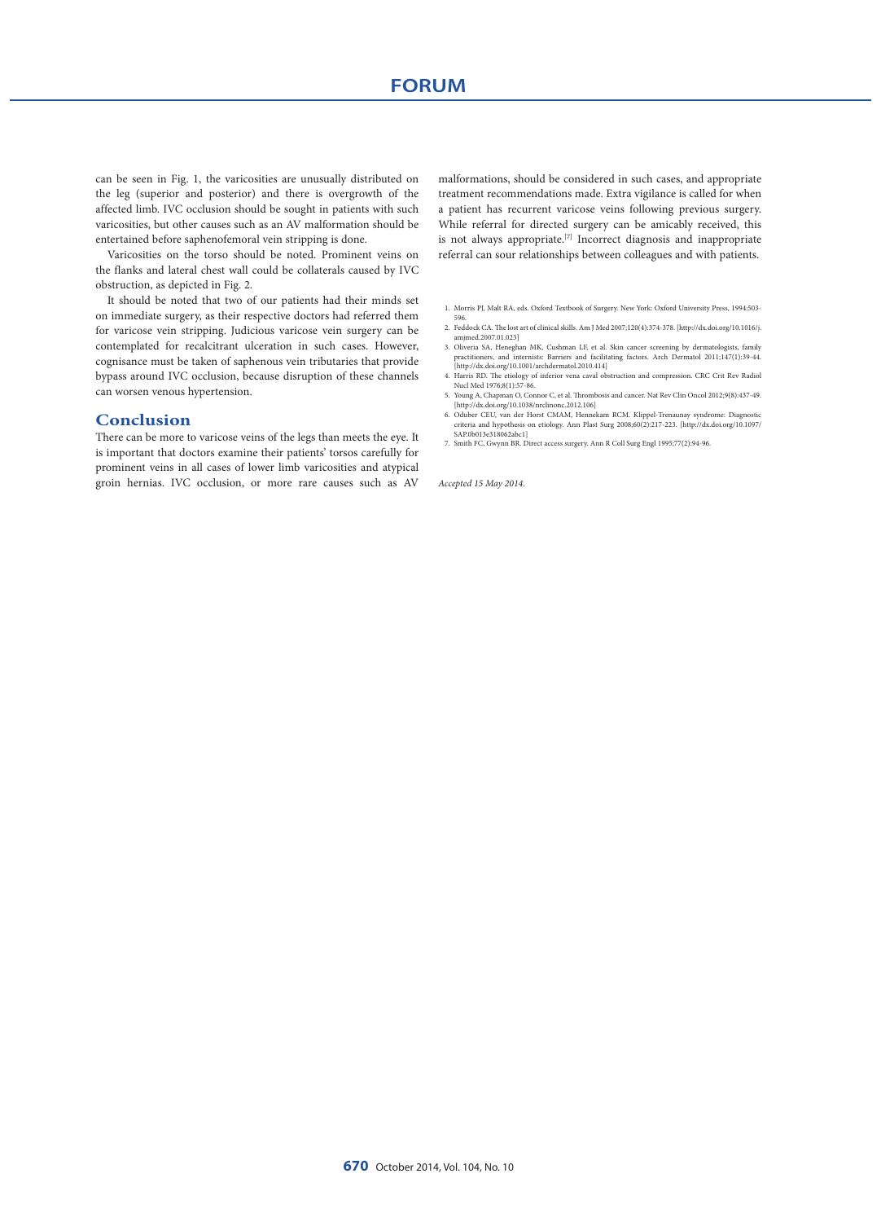can be seen in Fig. 1, the varicosities are unusually distributed on the leg (superior and posterior) and there is overgrowth of the affected limb. IVC occlusion should be sought in patients with such varicosities, but other causes such as an AV malformation should be entertained before saphenofemoral vein stripping is done.

Varicosities on the torso should be noted. Prominent veins on the flanks and lateral chest wall could be collaterals caused by IVC obstruction, as depicted in Fig. 2.

It should be noted that two of our patients had their minds set on immediate surgery, as their respective doctors had referred them for varicose vein stripping. Judicious varicose vein surgery can be contemplated for recalcitrant ulceration in such cases. However, cognisance must be taken of saphenous vein tributaries that provide bypass around IVC occlusion, because disruption of these channels can worsen venous hypertension.

## Conclusion

There can be more to varicose veins of the legs than meets the eye. It is important that doctors examine their patients' torsos carefully for prominent veins in all cases of lower limb varicosities and atypical groin hernias. IVC occlusion, or more rare causes such as AV malformations, should be considered in such cases, and appropriate treatment recommendations made. Extra vigilance is called for when a patient has recurrent varicose veins following previous surgery. While referral for directed surgery can be amicably received, this is not always appropriate.[7] Incorrect diagnosis and inappropriate referral can sour relationships between colleagues and with patients.

1. Morris PJ, Malt RA, eds. Oxford Textbook of Surgery. New York: Oxford University Press, 1994:503-596.
2. Feddock CA. The lost art of clinical skills. Am J Med 2007;120(4):374-378. [http://dx.doi.org/10.1016/j.amjmed.2007.01.023]
3. Oliveria SA, Heneghan MK, Cushman LF, et al. Skin cancer screening by dermatologists, family practitioners, and internists: Barriers and facilitating factors. Arch Dermatol 2011;147(1):39-44. [http://dx.doi.org/10.1001/archdermatol.2010.414]
4. Harris RD. The etiology of inferior vena caval obstruction and compression. CRC Crit Rev Radiol Nucl Med 1976;8(1):57-86.
5. Young A, Chapman O, Connor C, et al. Thrombosis and cancer. Nat Rev Clin Oncol 2012;9(8):437-49. [http://dx.doi.org/10.1038/nrclinonc.2012.106]
6. Oduber CEU, van der Horst CMAM, Hennekam RCM. Klippel-Trenaunay syndrome: Diagnostic criteria and hypothesis on etiology. Ann Plast Surg 2008;60(2):217-223. [http://dx.doi.org/10.1097/SAP.0b013e318062abc1]
7. Smith FC, Gwynn BR. Direct access surgery. Ann R Coll Surg Engl 1995;77(2):94-96.

*Accepted 15 May 2014.*